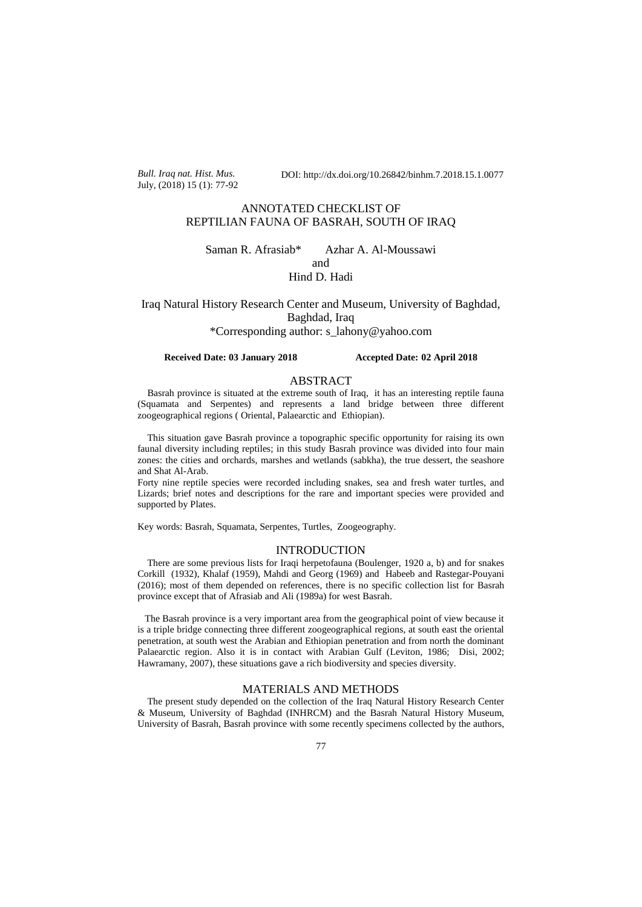*Bull. Iraq nat. Hist. Mus.*
July, (2018) 15 (1): 77-92

DOI: http://dx.doi.org/10.26842/binhm.7.2018.15.1.0077

# ANNOTATED CHECKLIST OF REPTILIAN FAUNA OF BASRAH, SOUTH OF IRAQ

Saman R. Afrasiab* Azhar A. Al-Moussawi
and
Hind D. Hadi

Iraq Natural History Research Center and Museum, University of Baghdad, Baghdad, Iraq
*Corresponding author: s_lahony@yahoo.com

**Received Date: 03 January 2018** **Accepted Date: 02 April 2018**

## ABSTRACT

Basrah province is situated at the extreme south of Iraq, it has an interesting reptile fauna (Squamata and Serpentes) and represents a land bridge between three different zoogeographical regions ( Oriental, Palaearctic and Ethiopian).

This situation gave Basrah province a topographic specific opportunity for raising its own faunal diversity including reptiles; in this study Basrah province was divided into four main zones: the cities and orchards, marshes and wetlands (sabkha), the true dessert, the seashore and Shat Al-Arab.

Forty nine reptile species were recorded including snakes, sea and fresh water turtles, and Lizards; brief notes and descriptions for the rare and important species were provided and supported by Plates.

Key words: Basrah, Squamata, Serpentes, Turtles, Zoogeography.

## INTRODUCTION

There are some previous lists for Iraqi herpetofauna (Boulenger, 1920 a, b) and for snakes Corkill (1932), Khalaf (1959), Mahdi and Georg (1969) and Habeeb and Rastegar-Pouyani (2016); most of them depended on references, there is no specific collection list for Basrah province except that of Afrasiab and Ali (1989a) for west Basrah.

The Basrah province is a very important area from the geographical point of view because it is a triple bridge connecting three different zoogeographical regions, at south east the oriental penetration, at south west the Arabian and Ethiopian penetration and from north the dominant Palaearctic region. Also it is in contact with Arabian Gulf (Leviton, 1986; Disi, 2002; Hawramany, 2007), these situations gave a rich biodiversity and species diversity.

## MATERIALS AND METHODS

The present study depended on the collection of the Iraq Natural History Research Center & Museum, University of Baghdad (INHRCM) and the Basrah Natural History Museum, University of Basrah, Basrah province with some recently specimens collected by the authors,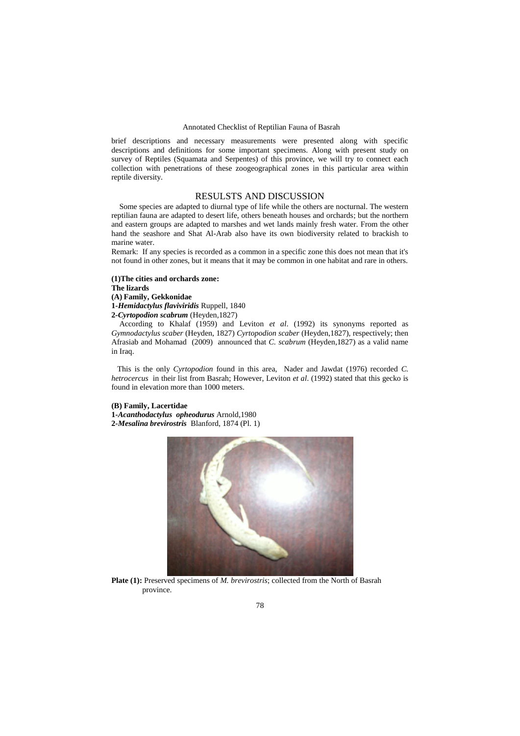brief descriptions and necessary measurements were presented along with specific descriptions and definitions for some important specimens. Along with present study on survey of Reptiles (Squamata and Serpentes) of this province, we will try to connect each collection with penetrations of these zoogeographical zones in this particular area within reptile diversity.

## RESULSTS AND DISCUSSION

Some species are adapted to diurnal type of life while the others are nocturnal. The western reptilian fauna are adapted to desert life, others beneath houses and orchards; but the northern and eastern groups are adapted to marshes and wet lands mainly fresh water. From the other hand the seashore and Shat Al-Arab also have its own biodiversity related to brackish to marine water.

Remark: If any species is recorded as a common in a specific zone this does not mean that it's not found in other zones, but it means that it may be common in one habitat and rare in others.

**(1)The cities and orchards zone:**

**The lizards**

**(A) Family, Gekkonidae**

**1-*Hemidactylus flaviviridis*** Ruppell, 1840

**2-*Cyrtopodion scabrum*** (Heyden,1827)

According to Khalaf (1959) and Leviton *et al*. (1992) its synonyms reported as *Gymnodactylus scaber* (Heyden, 1827) *Cyrtopodion scaber* (Heyden,1827), respectively; then Afrasiab and Mohamad (2009) announced that *C. scabrum* (Heyden,1827) as a valid name in Iraq.

This is the only *Cyrtopodion* found in this area, Nader and Jawdat (1976) recorded *C. hetrocercus* in their list from Basrah; However, Leviton *et al*. (1992) stated that this gecko is found in elevation more than 1000 meters.

**(B) Family, Lacertidae**

**1-*Acanthodactylus opheodurus*** Arnold,1980

**2-*Mesalina brevirostris*** Blanford, 1874 (Pl. 1)

**Plate (1):** Preserved specimens of *M. brevirostris*; collected from the North of Basrah province.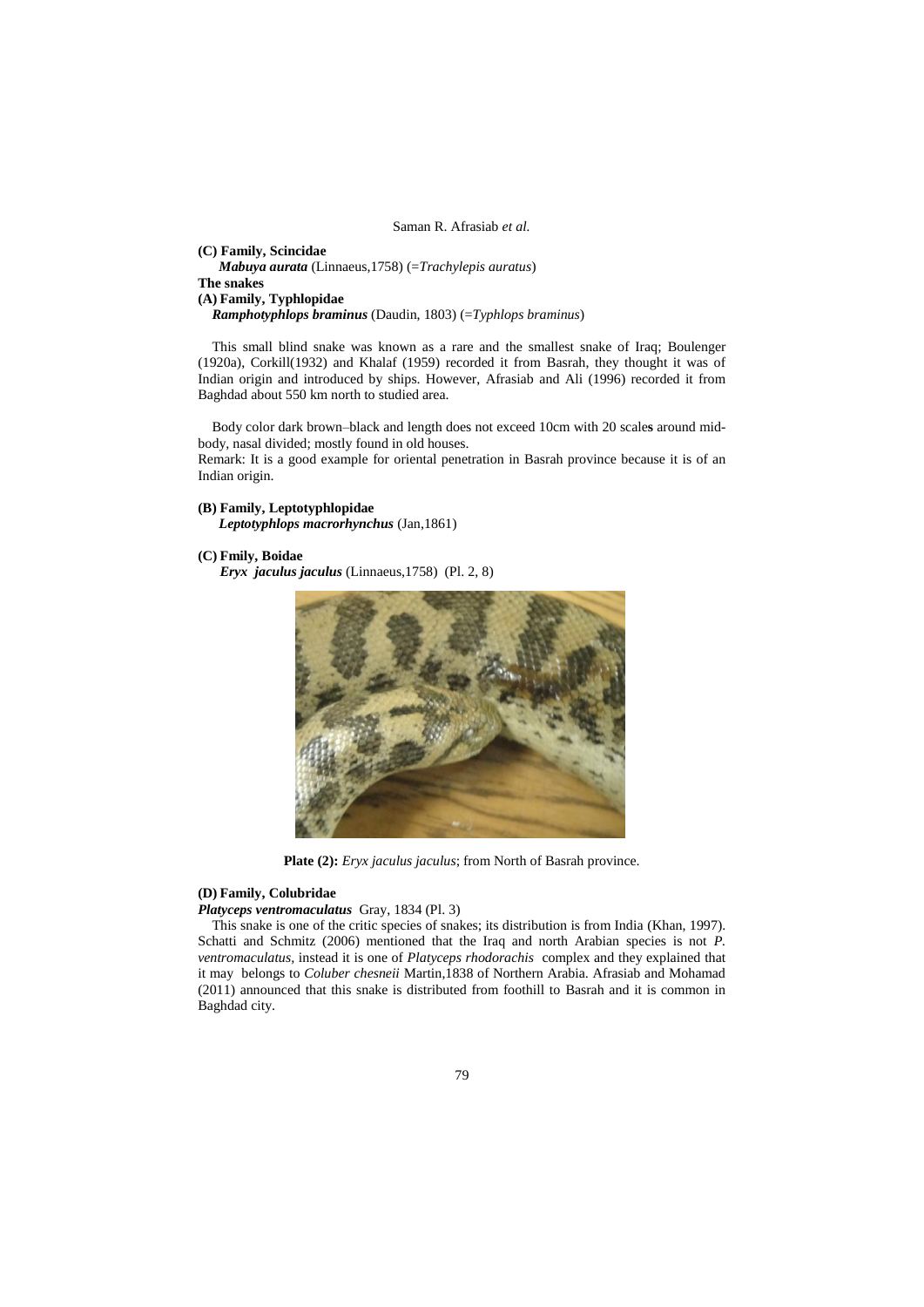**(C) Family, Scincidae**

*Mabuya aurata* (Linnaeus,1758) (=*Trachylepis auratus*)

**The snakes**

**(A) Family, Typhlopidae**

*Ramphotyphlops braminus* (Daudin, 1803) (=*Typhlops braminus*)

This small blind snake was known as a rare and the smallest snake of Iraq; Boulenger (1920a), Corkill(1932) and Khalaf (1959) recorded it from Basrah, they thought it was of Indian origin and introduced by ships. However, Afrasiab and Ali (1996) recorded it from Baghdad about 550 km north to studied area.

Body color dark brown–black and length does not exceed 10cm with 20 scales around mid-body, nasal divided; mostly found in old houses.

Remark: It is a good example for oriental penetration in Basrah province because it is of an Indian origin.

**(B) Family, Leptotyphlopidae**

*Leptotyphlops macrorhynchus* (Jan,1861)

**(C) Fmily, Boidae**

*Eryx jaculus jaculus* (Linnaeus,1758) (Pl. 2, 8)

**Plate (2):** *Eryx jaculus jaculus*; from North of Basrah province.

**(D) Family, Colubridae**

*Platyceps ventromaculatus* Gray, 1834 (Pl. 3)

This snake is one of the critic species of snakes; its distribution is from India (Khan, 1997). Schatti and Schmitz (2006) mentioned that the Iraq and north Arabian species is not *P. ventromaculatus*, instead it is one of *Platyceps rhodorachis* complex and they explained that it may belongs to *Coluber chesneii* Martin,1838 of Northern Arabia. Afrasiab and Mohamad (2011) announced that this snake is distributed from foothill to Basrah and it is common in Baghdad city.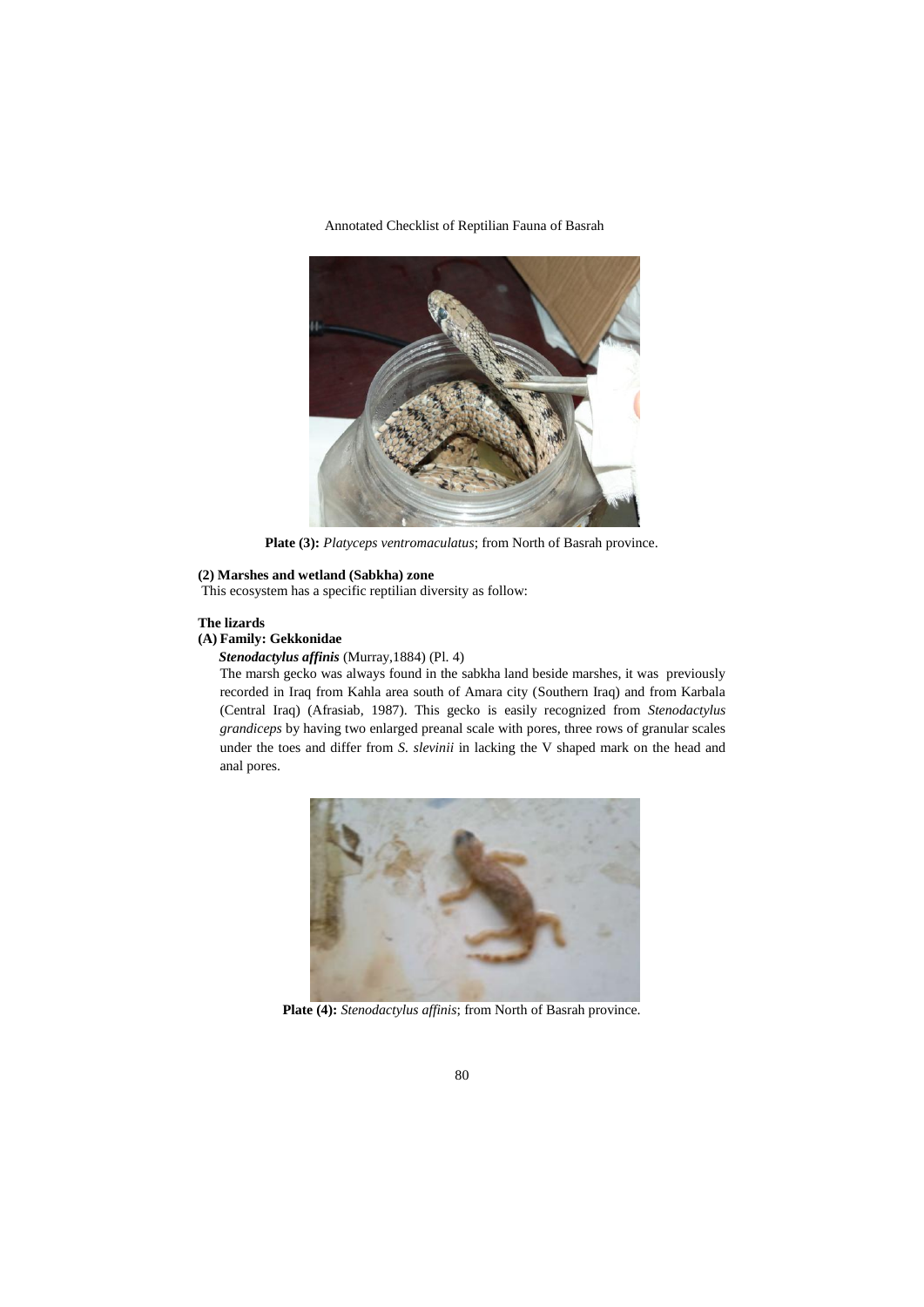**Plate (3):** *Platyceps ventromaculatus*; from North of Basrah province.

**(2) Marshes and wetland (Sabkha) zone**

This ecosystem has a specific reptilian diversity as follow:

**The lizards**

**(A) Family: Gekkonidae**

***Stenodactylus affinis*** (Murray,1884) (Pl. 4)

The marsh gecko was always found in the sabkha land beside marshes, it was previously recorded in Iraq from Kahla area south of Amara city (Southern Iraq) and from Karbala (Central Iraq) (Afrasiab, 1987). This gecko is easily recognized from *Stenodactylus grandiceps* by having two enlarged preanal scale with pores, three rows of granular scales under the toes and differ from *S. slevinii* in lacking the V shaped mark on the head and anal pores.

**Plate (4):** *Stenodactylus affinis*; from North of Basrah province.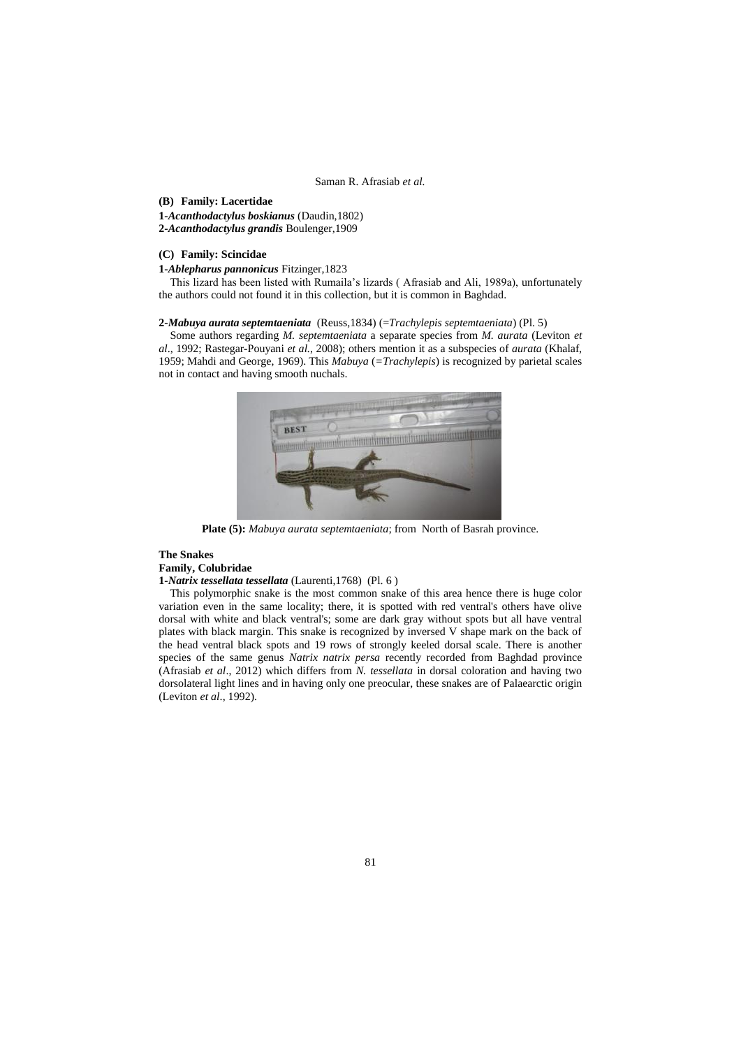**(B) Family: Lacertidae**

**1-*Acanthodactylus boskianus*** (Daudin,1802)
**2-*Acanthodactylus grandis*** Boulenger,1909

**(C) Family: Scincidae**

**1-*Ablepharus pannonicus*** Fitzinger,1823

This lizard has been listed with Rumaila's lizards ( Afrasiab and Ali, 1989a), unfortunately the authors could not found it in this collection, but it is common in Baghdad.

**2-*Mabuya aurata septemtaeniata*** (Reuss,1834) (=*Trachylepis septemtaeniata*) (Pl. 5)

Some authors regarding *M. septemtaeniata* a separate species from *M. aurata* (Leviton *et al*., 1992; Rastegar-Pouyani *et al.*, 2008); others mention it as a subspecies of *aurata* (Khalaf, 1959; Mahdi and George, 1969). This *Mabuya* (=*Trachylepis*) is recognized by parietal scales not in contact and having smooth nuchals.

**Plate (5):** *Mabuya aurata septemtaeniata*; from North of Basrah province.

**The Snakes**

**Family, Colubridae**

**1-*Natrix tessellata tessellata*** (Laurenti,1768) (Pl. 6 )

This polymorphic snake is the most common snake of this area hence there is huge color variation even in the same locality; there, it is spotted with red ventral's others have olive dorsal with white and black ventral's; some are dark gray without spots but all have ventral plates with black margin. This snake is recognized by inversed V shape mark on the back of the head ventral black spots and 19 rows of strongly keeled dorsal scale. There is another species of the same genus *Natrix natrix persa* recently recorded from Baghdad province (Afrasiab *et al*., 2012) which differs from *N. tessellata* in dorsal coloration and having two dorsolateral light lines and in having only one preocular, these snakes are of Palaearctic origin (Leviton *et al*., 1992).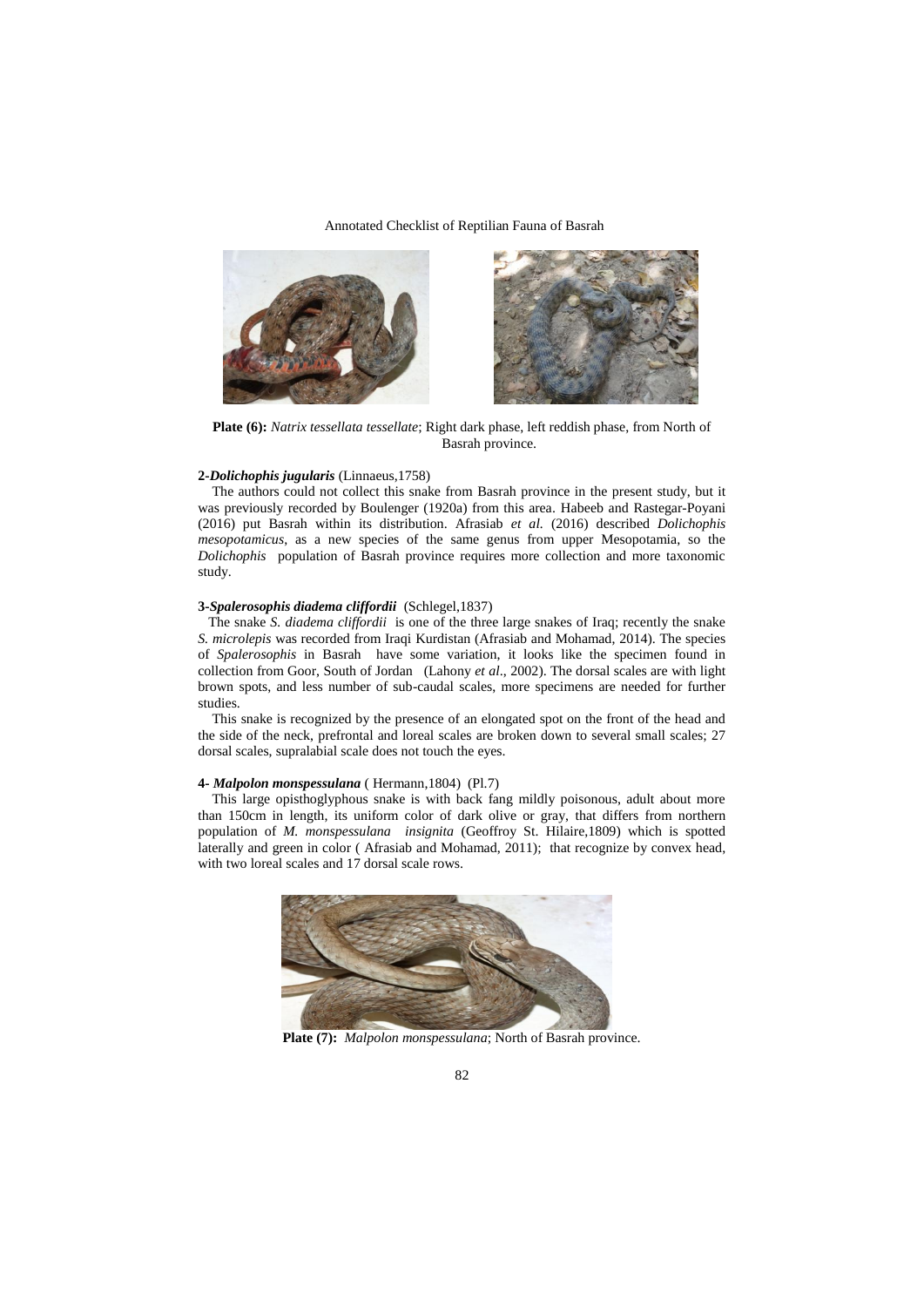**Plate (6):** *Natrix tessellata tessellate*; Right dark phase, left reddish phase, from North of Basrah province.

**2-*Dolichophis jugularis*** (Linnaeus,1758)

The authors could not collect this snake from Basrah province in the present study, but it was previously recorded by Boulenger (1920a) from this area. Habeeb and Rastegar-Poyani (2016) put Basrah within its distribution. Afrasiab *et al.* (2016) described *Dolichophis mesopotamicus*, as a new species of the same genus from upper Mesopotamia, so the *Dolichophis* population of Basrah province requires more collection and more taxonomic study.

**3-*Spalerosophis diadema cliffordii*** (Schlegel,1837)

The snake *S. diadema cliffordii* is one of the three large snakes of Iraq; recently the snake *S. microlepis* was recorded from Iraqi Kurdistan (Afrasiab and Mohamad, 2014). The species of *Spalerosophis* in Basrah have some variation, it looks like the specimen found in collection from Goor, South of Jordan (Lahony *et al*., 2002). The dorsal scales are with light brown spots, and less number of sub-caudal scales, more specimens are needed for further studies.

This snake is recognized by the presence of an elongated spot on the front of the head and the side of the neck, prefrontal and loreal scales are broken down to several small scales; 27 dorsal scales, supralabial scale does not touch the eyes.

**4- *Malpolon monspessulana*** ( Hermann,1804) (Pl.7)

This large opisthoglyphous snake is with back fang mildly poisonous, adult about more than 150cm in length, its uniform color of dark olive or gray, that differs from northern population of *M. monspessulana insignita* (Geoffroy St. Hilaire,1809) which is spotted laterally and green in color ( Afrasiab and Mohamad, 2011); that recognize by convex head, with two loreal scales and 17 dorsal scale rows.

**Plate (7):** *Malpolon monspessulana*; North of Basrah province.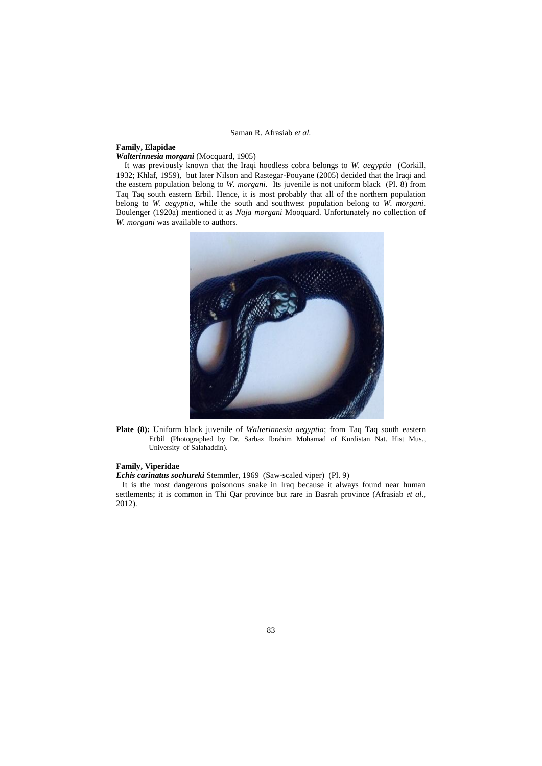**Family, Elapidae**

***Walterinnesia morgani*** (Mocquard, 1905)

It was previously known that the Iraqi hoodless cobra belongs to *W. aegyptia* (Corkill, 1932; Khlaf, 1959), but later Nilson and Rastegar-Pouyane (2005) decided that the Iraqi and the eastern population belong to *W. morgani*. Its juvenile is not uniform black (Pl. 8) from Taq Taq south eastern Erbil. Hence, it is most probably that all of the northern population belong to *W. aegyptia*, while the south and southwest population belong to *W. morgani*. Boulenger (1920a) mentioned it as *Naja morgani* Mooquard. Unfortunately no collection of *W. morgani* was available to authors.

**Plate (8):** Uniform black juvenile of *Walterinnesia aegyptia*; from Taq Taq south eastern Erbil (Photographed by Dr. Sarbaz Ibrahim Mohamad of Kurdistan Nat. Hist Mus., University of Salahaddin).

**Family, Viperidae**

***Echis carinatus sochureki*** Stemmler, 1969 (Saw-scaled viper) (Pl. 9)

It is the most dangerous poisonous snake in Iraq because it always found near human settlements; it is common in Thi Qar province but rare in Basrah province (Afrasiab *et al*., 2012).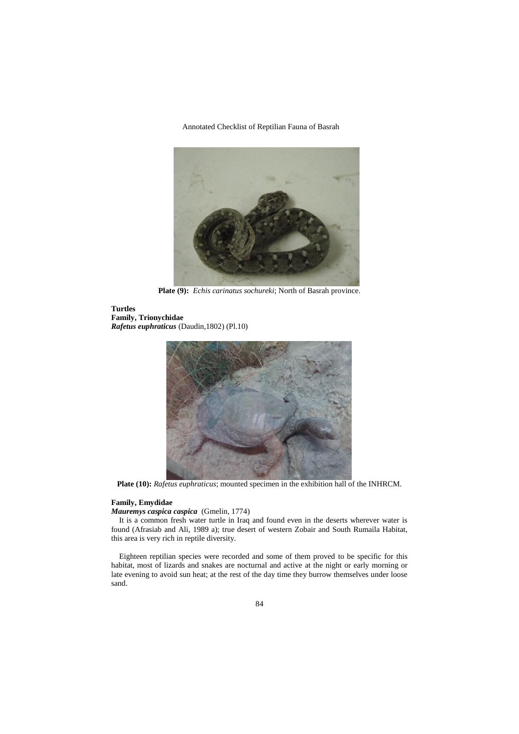**Plate (9):** *Echis carinatus sochureki*; North of Basrah province.

**Turtles**
**Family, Trionychidae**
***Rafetus euphraticus*** (Daudin,1802) (Pl.10)

**Plate (10):** *Rafetus euphraticus*; mounted specimen in the exhibition hall of the INHRCM.

**Family, Emydidae**
***Mauremys caspica caspica*** (Gmelin, 1774)

It is a common fresh water turtle in Iraq and found even in the deserts wherever water is found (Afrasiab and Ali, 1989 a); true desert of western Zobair and South Rumaila Habitat, this area is very rich in reptile diversity.

Eighteen reptilian species were recorded and some of them proved to be specific for this habitat, most of lizards and snakes are nocturnal and active at the night or early morning or late evening to avoid sun heat; at the rest of the day time they burrow themselves under loose sand.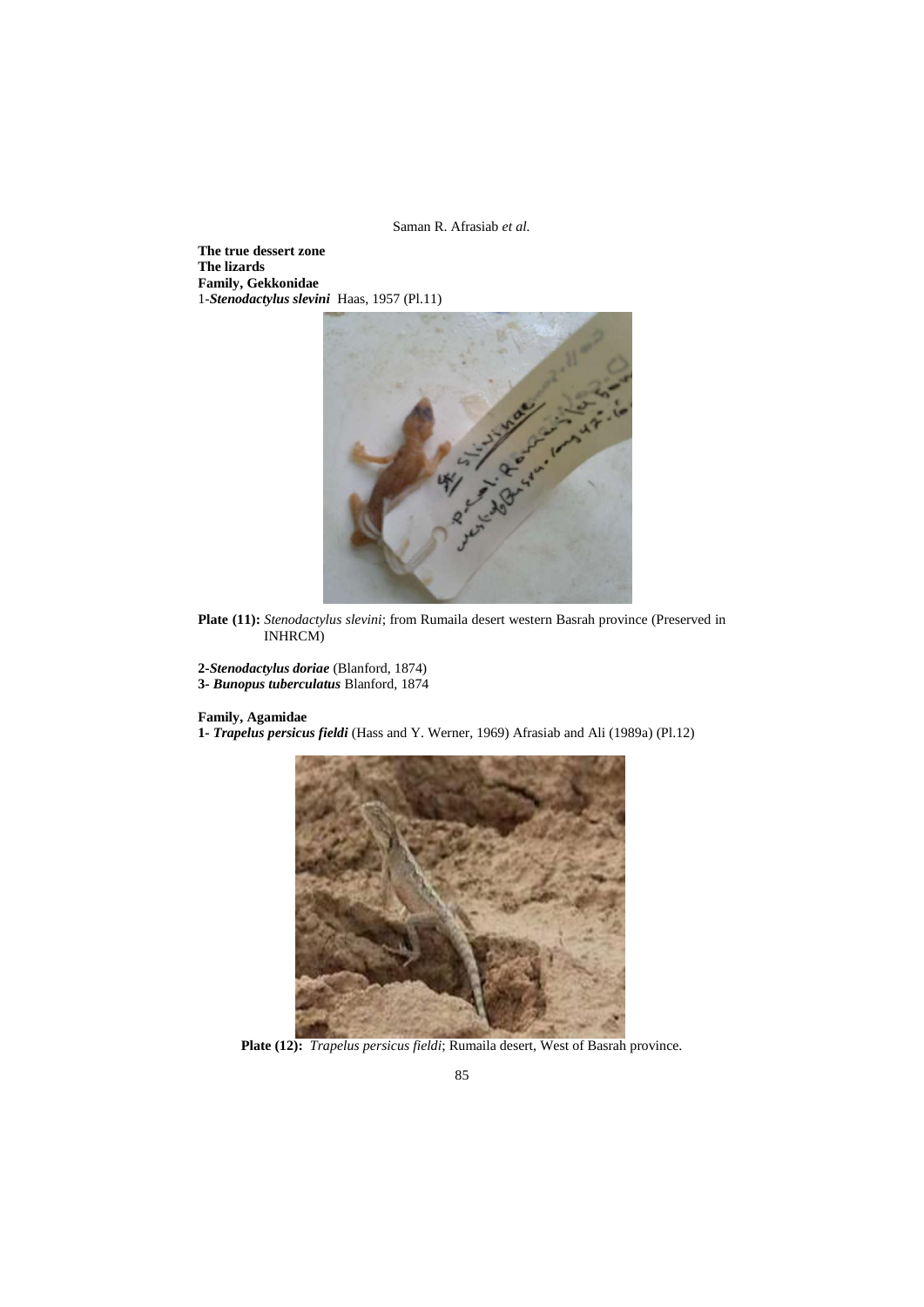**The true dessert zone**

**The lizards**

**Family, Gekkonidae**

1-***Stenodactylus slevini*** Haas, 1957 (Pl.11)

**Plate (11):** *Stenodactylus slevini*; from Rumaila desert western Basrah province (Preserved in INHRCM)

**2-*Stenodactylus doriae*** (Blanford, 1874)

**3- *Bunopus tuberculatus*** Blanford, 1874

**Family, Agamidae**

**1- *Trapelus persicus fieldi*** (Hass and Y. Werner, 1969) Afrasiab and Ali (1989a) (Pl.12)

**Plate (12):** *Trapelus persicus fieldi*; Rumaila desert, West of Basrah province.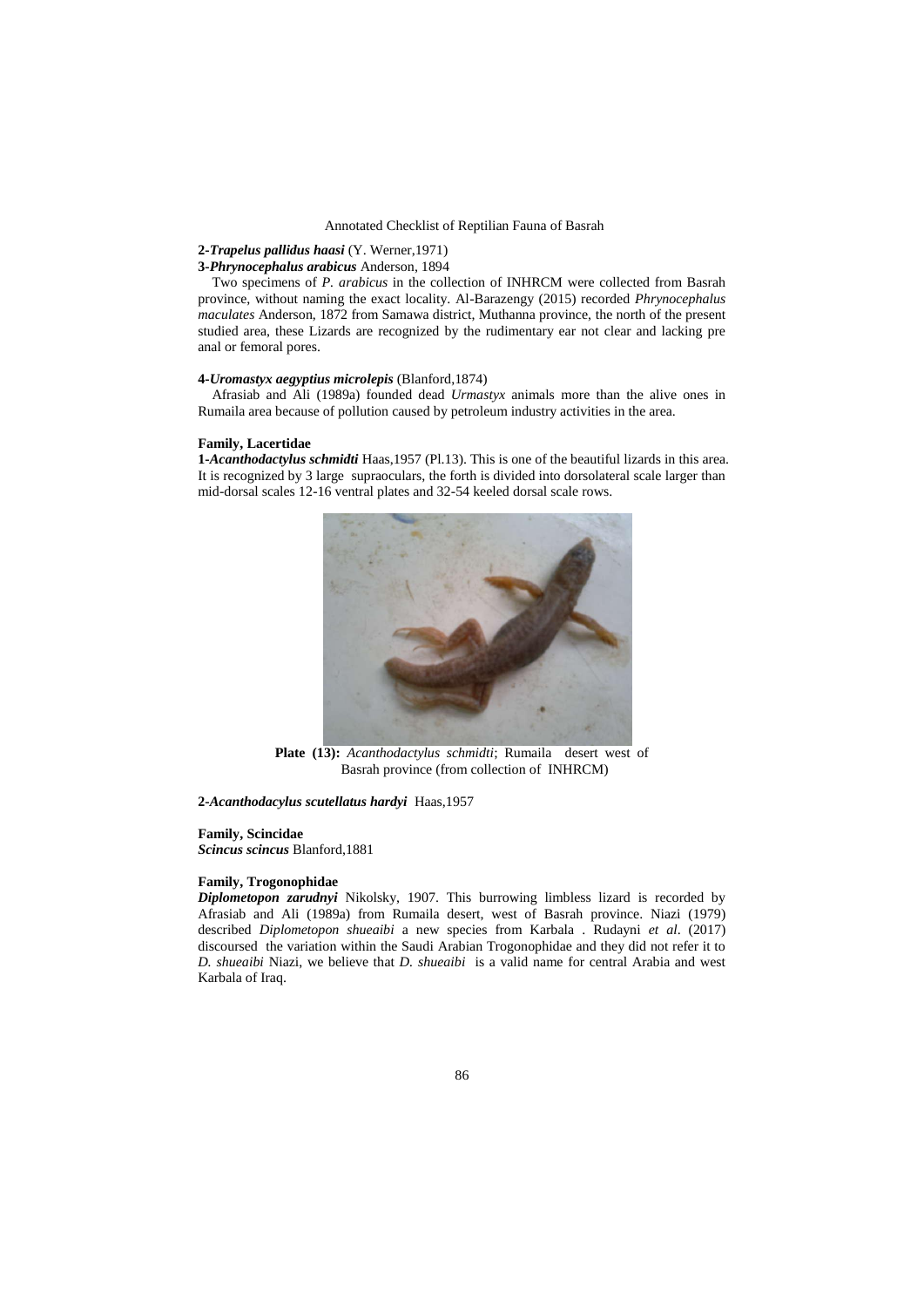**2-*Trapelus pallidus haasi*** (Y. Werner,1971)

**3-*Phrynocephalus arabicus*** Anderson, 1894

Two specimens of *P. arabicus* in the collection of INHRCM were collected from Basrah province, without naming the exact locality. Al-Barazengy (2015) recorded *Phrynocephalus maculates* Anderson, 1872 from Samawa district, Muthanna province, the north of the present studied area, these Lizards are recognized by the rudimentary ear not clear and lacking pre anal or femoral pores.

**4-*Uromastyx aegyptius microlepis*** (Blanford,1874)

Afrasiab and Ali (1989a) founded dead *Urmastyx* animals more than the alive ones in Rumaila area because of pollution caused by petroleum industry activities in the area.

**Family, Lacertidae**

**1-*Acanthodactylus schmidti*** Haas,1957 (Pl.13). This is one of the beautiful lizards in this area. It is recognized by 3 large supraoculars, the forth is divided into dorsolateral scale larger than mid-dorsal scales 12-16 ventral plates and 32-54 keeled dorsal scale rows.

**Plate (13):** *Acanthodactylus schmidti*; Rumaila desert west of Basrah province (from collection of INHRCM)

**2-*Acanthodacylus scutellatus hardyi*** Haas,1957

**Family, Scincidae**

***Scincus scincus*** Blanford,1881

**Family, Trogonophidae**

***Diplometopon zarudnyi*** Nikolsky, 1907. This burrowing limbless lizard is recorded by Afrasiab and Ali (1989a) from Rumaila desert, west of Basrah province. Niazi (1979) described *Diplometopon shueaibi* a new species from Karbala . Rudayni *et al*. (2017) discoursed the variation within the Saudi Arabian Trogonophidae and they did not refer it to *D. shueaibi* Niazi, we believe that *D. shueaibi* is a valid name for central Arabia and west Karbala of Iraq.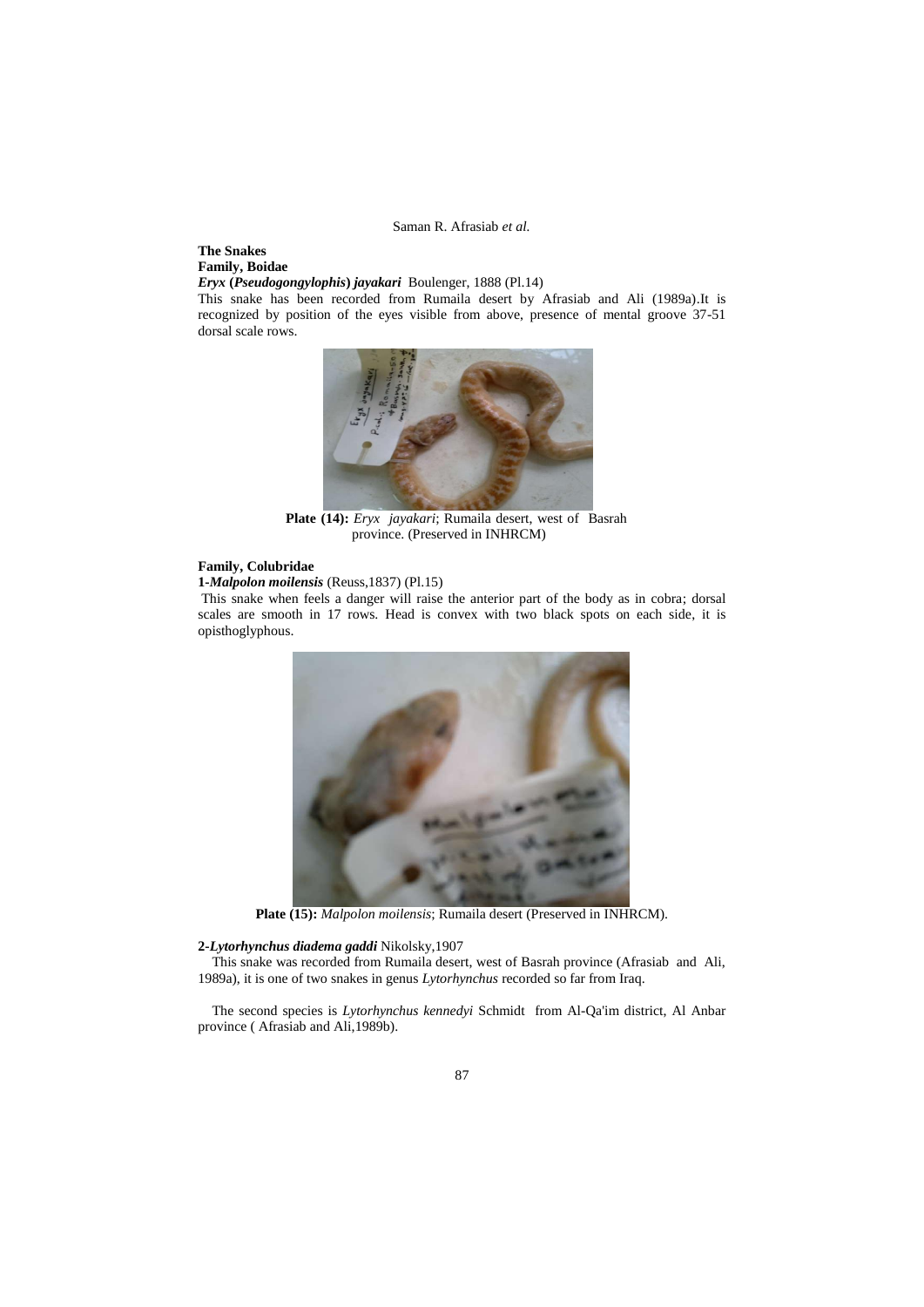**The Snakes**

**Family, Boidae**

***Eryx* (*Pseudogongylophis*) *jayakari*** Boulenger, 1888 (Pl.14)

This snake has been recorded from Rumaila desert by Afrasiab and Ali (1989a).It is recognized by position of the eyes visible from above, presence of mental groove 37-51 dorsal scale rows.

**Plate (14):** *Eryx jayakari*; Rumaila desert, west of Basrah province. (Preserved in INHRCM)

**Family, Colubridae**

**1-*Malpolon moilensis*** (Reuss,1837) (Pl.15)

This snake when feels a danger will raise the anterior part of the body as in cobra; dorsal scales are smooth in 17 rows. Head is convex with two black spots on each side, it is opisthoglyphous.

**Plate (15):** *Malpolon moilensis*; Rumaila desert (Preserved in INHRCM).

**2-*Lytorhynchus diadema gaddi*** Nikolsky,1907

This snake was recorded from Rumaila desert, west of Basrah province (Afrasiab and Ali, 1989a), it is one of two snakes in genus *Lytorhynchus* recorded so far from Iraq.

The second species is *Lytorhynchus kennedyi* Schmidt from Al-Qa'im district, Al Anbar province ( Afrasiab and Ali,1989b).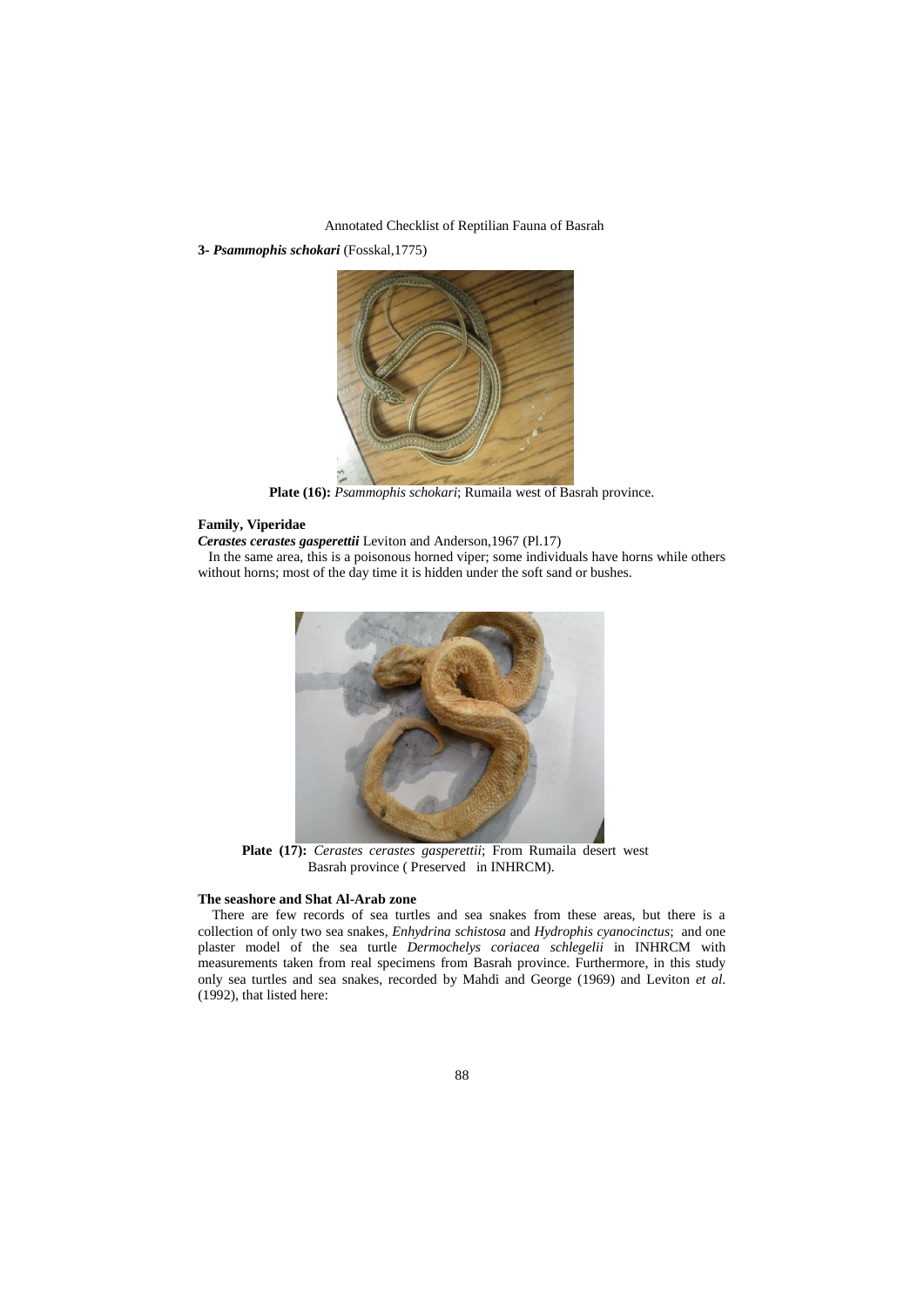**3- *Psammophis schokari*** (Fosskal,1775)

**Plate (16):** *Psammophis schokari*; Rumaila west of Basrah province.

**Family, Viperidae**

***Cerastes cerastes gasperettii*** Leviton and Anderson,1967 (Pl.17)

In the same area, this is a poisonous horned viper; some individuals have horns while others without horns; most of the day time it is hidden under the soft sand or bushes.

**Plate (17):** *Cerastes cerastes gasperettii*; From Rumaila desert west Basrah province ( Preserved in INHRCM).

**The seashore and Shat Al-Arab zone**

There are few records of sea turtles and sea snakes from these areas, but there is a collection of only two sea snakes, *Enhydrina schistosa* and *Hydrophis cyanocinctus*; and one plaster model of the sea turtle *Dermochelys coriacea schlegelii* in INHRCM with measurements taken from real specimens from Basrah province. Furthermore, in this study only sea turtles and sea snakes, recorded by Mahdi and George (1969) and Leviton *et al.* (1992), that listed here: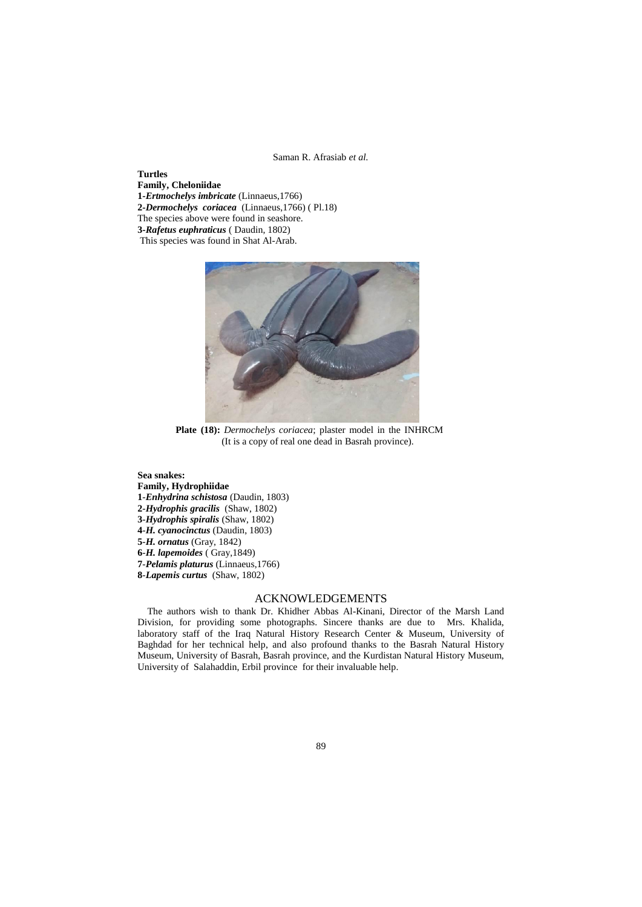**Turtles**

**Family, Cheloniidae**

**1-*Ertmochelys imbricate*** (Linnaeus,1766)
**2-*Dermochelys coriacea*** (Linnaeus,1766) ( Pl.18)
The species above were found in seashore.
**3-*Rafetus euphraticus*** ( Daudin, 1802)
This species was found in Shat Al-Arab.

**Plate (18):** *Dermochelys coriacea*; plaster model in the INHRCM (It is a copy of real one dead in Basrah province).

**Sea snakes:**

**Family, Hydrophiidae**

**1-*Enhydrina schistosa*** (Daudin, 1803)
**2-*Hydrophis gracilis*** (Shaw, 1802)
**3-*Hydrophis spiralis*** (Shaw, 1802)
**4-*H. cyanocinctus*** (Daudin, 1803)
**5-*H. ornatus*** (Gray, 1842)
**6-*H. lapemoides*** ( Gray,1849)
**7-*Pelamis platurus*** (Linnaeus,1766)
**8-*Lapemis curtus*** (Shaw, 1802)

## ACKNOWLEDGEMENTS

The authors wish to thank Dr. Khidher Abbas Al-Kinani, Director of the Marsh Land Division, for providing some photographs. Sincere thanks are due to Mrs. Khalida, laboratory staff of the Iraq Natural History Research Center & Museum, University of Baghdad for her technical help, and also profound thanks to the Basrah Natural History Museum, University of Basrah, Basrah province, and the Kurdistan Natural History Museum, University of Salahaddin, Erbil province for their invaluable help.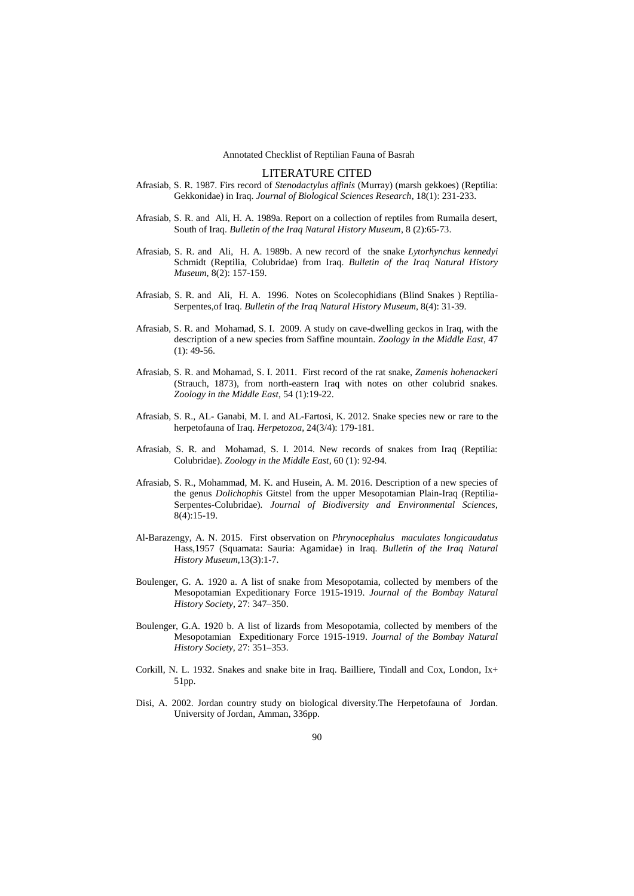## LITERATURE CITED

Afrasiab, S. R. 1987. Firs record of *Stenodactylus affinis* (Murray) (marsh gekkoes) (Reptilia: Gekkonidae) in Iraq. *Journal of Biological Sciences Research*, 18(1): 231-233.

Afrasiab, S. R. and Ali, H. A. 1989a. Report on a collection of reptiles from Rumaila desert, South of Iraq. *Bulletin of the Iraq Natural History Museum*, 8 (2):65-73.

Afrasiab, S. R. and Ali, H. A. 1989b. A new record of the snake *Lytorhynchus kennedyi* Schmidt (Reptilia, Colubridae) from Iraq. *Bulletin of the Iraq Natural History Museum*, 8(2): 157-159.

Afrasiab, S. R. and Ali, H. A. 1996. Notes on Scolecophidians (Blind Snakes ) Reptilia-Serpentes,of Iraq. *Bulletin of the Iraq Natural History Museum*, 8(4): 31-39.

Afrasiab, S. R. and Mohamad, S. I. 2009. A study on cave-dwelling geckos in Iraq, with the description of a new species from Saffine mountain. *Zoology in the Middle East*, 47 (1): 49-56.

Afrasiab, S. R. and Mohamad, S. I. 2011. First record of the rat snake, *Zamenis hohenackeri* (Strauch, 1873), from north-eastern Iraq with notes on other colubrid snakes. *Zoology in the Middle East*, 54 (1):19-22.

Afrasiab, S. R., AL- Ganabi, M. I. and AL-Fartosi, K. 2012. Snake species new or rare to the herpetofauna of Iraq. *Herpetozoa*, 24(3/4): 179-181.

Afrasiab, S. R. and Mohamad, S. I. 2014. New records of snakes from Iraq (Reptilia: Colubridae). *Zoology in the Middle East*, 60 (1): 92-94.

Afrasiab, S. R., Mohammad, M. K. and Husein, A. M. 2016. Description of a new species of the genus *Dolichophis* Gitstel from the upper Mesopotamian Plain-Iraq (Reptilia-Serpentes-Colubridae). *Journal of Biodiversity and Environmental Sciences*, 8(4):15-19.

Al-Barazengy, A. N. 2015. First observation on *Phrynocephalus maculates longicaudatus* Hass,1957 (Squamata: Sauria: Agamidae) in Iraq. *Bulletin of the Iraq Natural History Museum*,13(3):1-7.

Boulenger, G. A. 1920 a. A list of snake from Mesopotamia, collected by members of the Mesopotamian Expeditionary Force 1915-1919. *Journal of the Bombay Natural History Society*, 27: 347–350.

Boulenger, G.A. 1920 b. A list of lizards from Mesopotamia, collected by members of the Mesopotamian Expeditionary Force 1915-1919. *Journal of the Bombay Natural History Society,* 27: 351–353.

Corkill, N. L. 1932. Snakes and snake bite in Iraq. Bailliere, Tindall and Cox, London, Ix+ 51pp.

Disi, A. 2002. Jordan country study on biological diversity.The Herpetofauna of Jordan. University of Jordan, Amman, 336pp.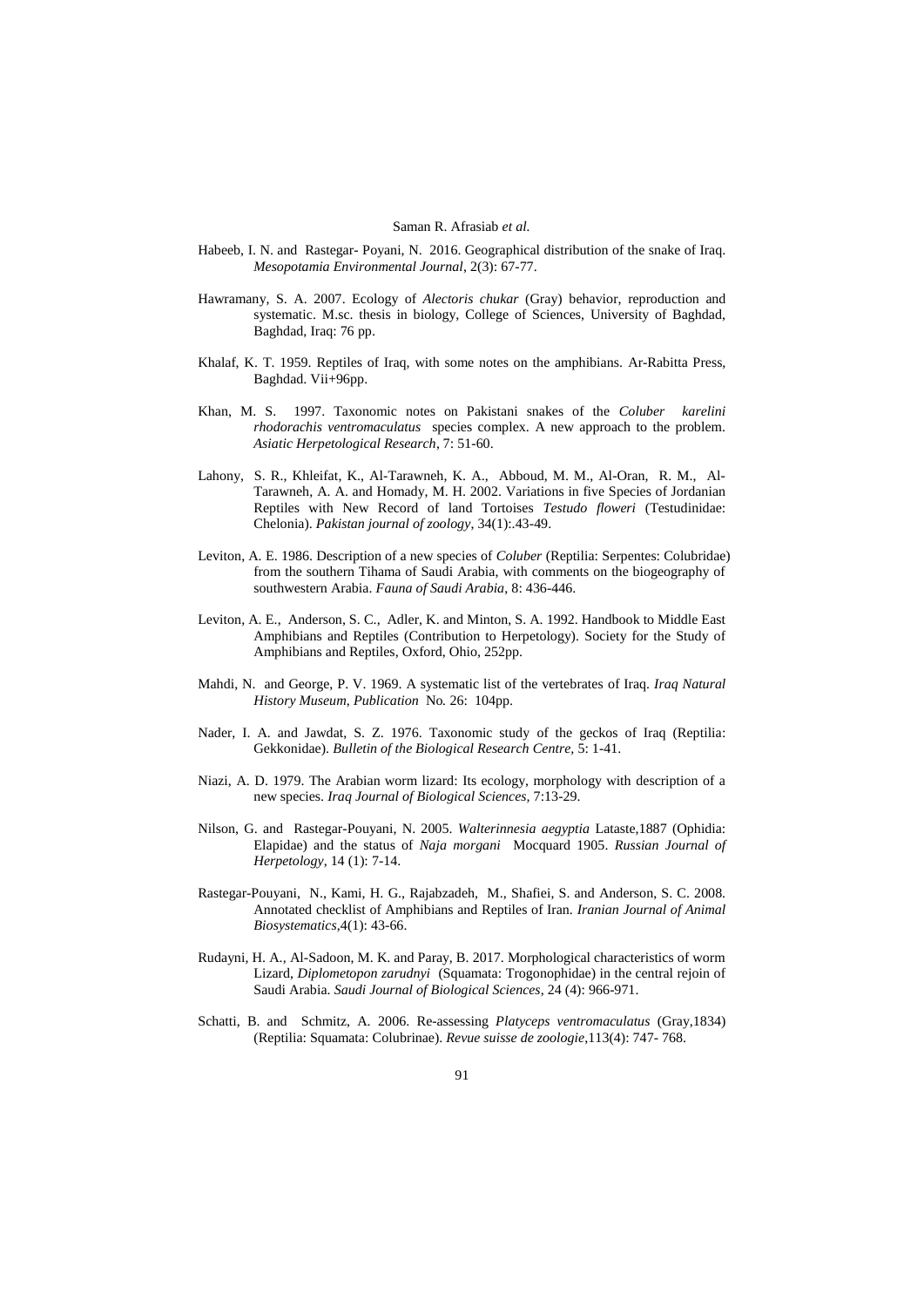Habeeb, I. N. and Rastegar- Poyani, N. 2016. Geographical distribution of the snake of Iraq. *Mesopotamia Environmental Journal*, 2(3): 67-77.

Hawramany, S. A. 2007. Ecology of *Alectoris chukar* (Gray) behavior, reproduction and systematic. M.sc. thesis in biology, College of Sciences, University of Baghdad, Baghdad, Iraq: 76 pp.

Khalaf, K. T. 1959. Reptiles of Iraq, with some notes on the amphibians. Ar-Rabitta Press, Baghdad. Vii+96pp.

Khan, M. S. 1997. Taxonomic notes on Pakistani snakes of the *Coluber karelini rhodorachis ventromaculatus* species complex. A new approach to the problem. *Asiatic Herpetological Research*, 7: 51-60.

Lahony, S. R., Khleifat, K., Al-Tarawneh, K. A., Abboud, M. M., Al-Oran, R. M., Al-Tarawneh, A. A. and Homady, M. H. 2002. Variations in five Species of Jordanian Reptiles with New Record of land Tortoises *Testudo floweri* (Testudinidae: Chelonia). *Pakistan journal of zoology*, 34(1):.43-49.

Leviton, A. E. 1986. Description of a new species of *Coluber* (Reptilia: Serpentes: Colubridae) from the southern Tihama of Saudi Arabia, with comments on the biogeography of southwestern Arabia. *Fauna of Saudi Arabia*, 8: 436-446.

Leviton, A. E., Anderson, S. C., Adler, K. and Minton, S. A. 1992. Handbook to Middle East Amphibians and Reptiles (Contribution to Herpetology). Society for the Study of Amphibians and Reptiles, Oxford, Ohio, 252pp.

Mahdi, N. and George, P. V. 1969. A systematic list of the vertebrates of Iraq. *Iraq Natural History Museum, Publication* No. 26: 104pp.

Nader, I. A. and Jawdat, S. Z. 1976. Taxonomic study of the geckos of Iraq (Reptilia: Gekkonidae). *Bulletin of the Biological Research Centre*, 5: 1-41.

Niazi, A. D. 1979. The Arabian worm lizard: Its ecology, morphology with description of a new species. *Iraq Journal of Biological Sciences*, 7:13-29.

Nilson, G. and Rastegar-Pouyani, N. 2005. *Walterinnesia aegyptia* Lataste,1887 (Ophidia: Elapidae) and the status of *Naja morgani* Mocquard 1905. *Russian Journal of Herpetology*, 14 (1): 7-14.

Rastegar-Pouyani, N., Kami, H. G., Rajabzadeh, M., Shafiei, S. and Anderson, S. C. 2008. Annotated checklist of Amphibians and Reptiles of Iran. *Iranian Journal of Animal Biosystematics*,4(1): 43-66.

Rudayni, H. A., Al-Sadoon, M. K. and Paray, B. 2017. Morphological characteristics of worm Lizard, *Diplometopon zarudnyi* (Squamata: Trogonophidae) in the central rejoin of Saudi Arabia. *Saudi Journal of Biological Sciences*, 24 (4): 966-971.

Schatti, B. and Schmitz, A. 2006. Re-assessing *Platyceps ventromaculatus* (Gray,1834) (Reptilia: Squamata: Colubrinae). *Revue suisse de zoologie*,113(4): 747- 768.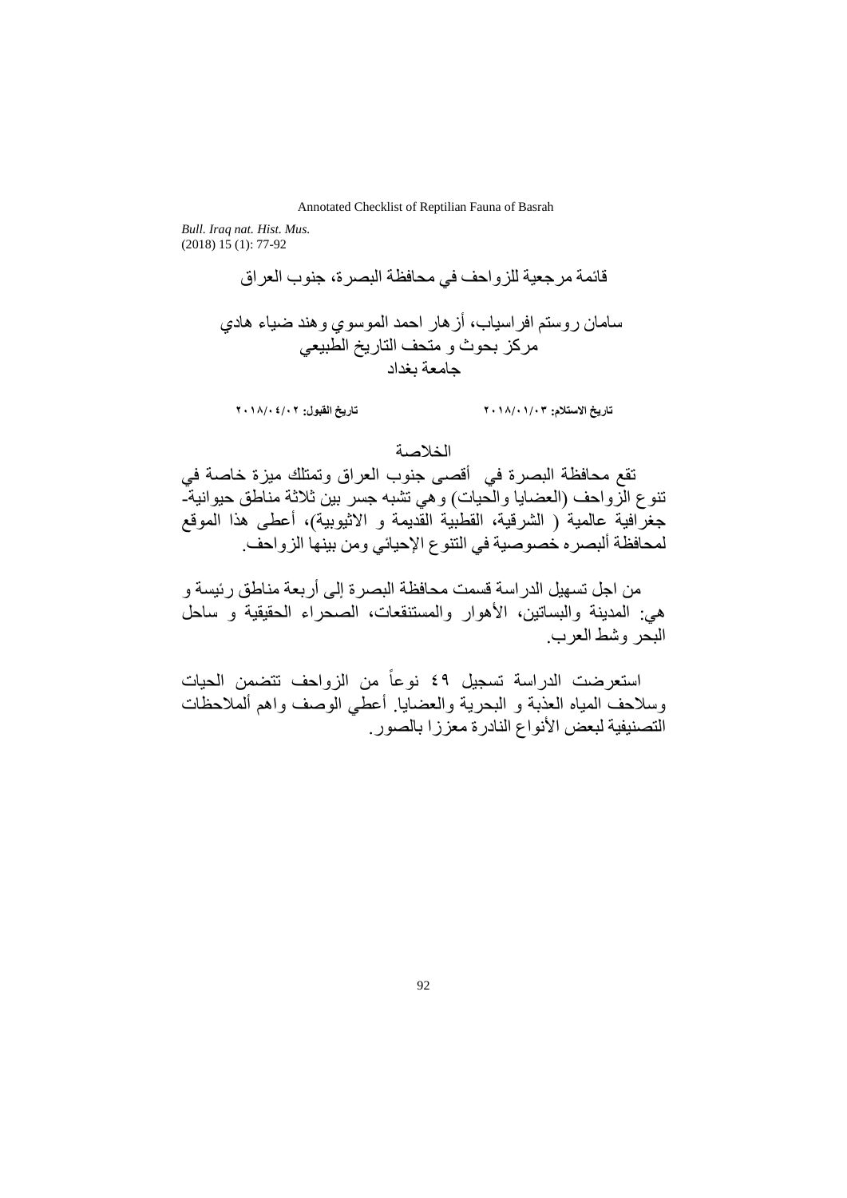# قائمة مرجعية للزواحف في محافظة البصرة، جنوب العراق

سامان روستم افراسياب، أزهار احمد الموسوي وهند ضياء هادي
مركز بحوث و متحف التاريخ الطبيعي
جامعة بغداد

**تاريخ الاستلام: ٢٠١٨/٠١/٠٣** **تاريخ القبول: ٢٠١٨/٠٤/٠٢**

## الخلاصة

تقع محافظة البصرة في أقصى جنوب العراق وتمتلك ميزة خاصة في تنوع الزواحف (العضايا والحيات) وهي تشبه جسر بين ثلاثة مناطق حيوانية-جغرافية عالمية ( الشرقية، القطبية القديمة و الاثيوبية)، أعطى هذا الموقع لمحافظة ألبصره خصوصية في التنوع الإحيائي ومن بينها الزواحف.

من اجل تسهيل الدراسة قسمت محافظة البصرة إلى أربعة مناطق رئيسة و هي: المدينة والبساتين، الأهوار والمستنقعات، الصحراء الحقيقية و ساحل البحر وشط العرب.

استعرضت الدراسة تسجيل ٤٩ نوعاً من الزواحف تتضمن الحيات وسلاحف المياه العذبة و البحرية والعضايا. أعطي الوصف واهم ألملاحظات التصنيفية لبعض الأنواع النادرة معززا بالصور.